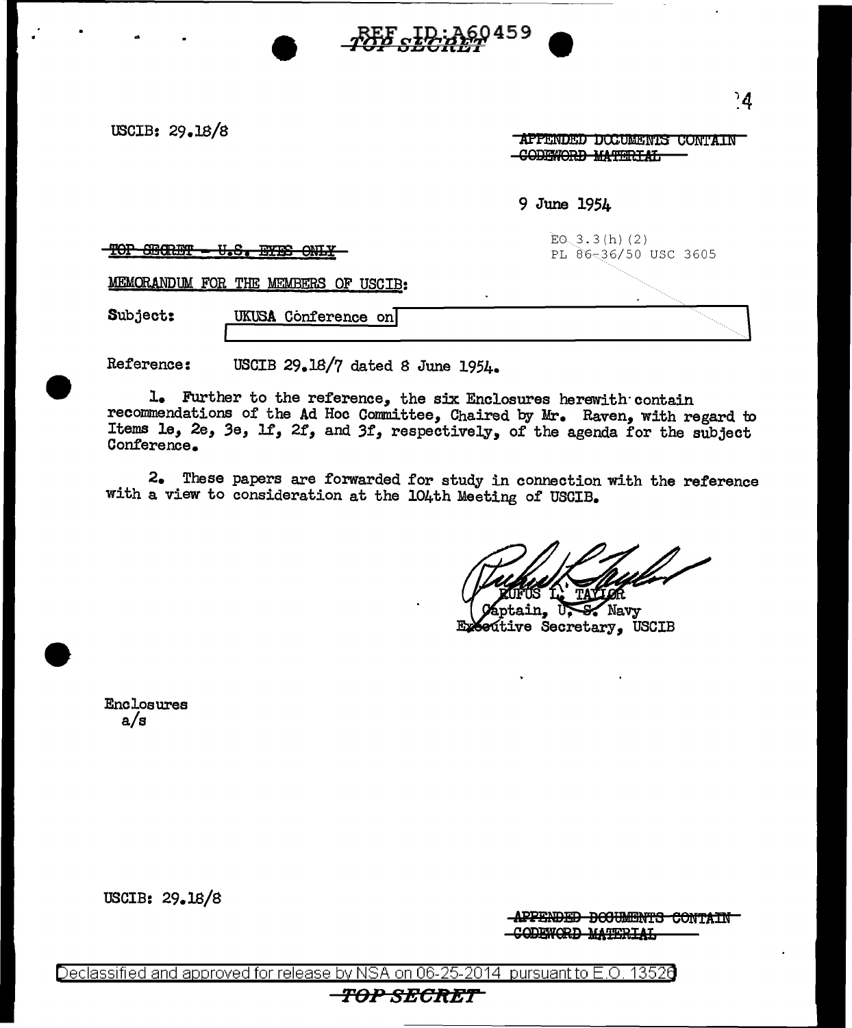REF ID:A60459
TOP SECRET

USCIB: 29.18/8

~~APPENDED DOCUMENTS CONTAIN CODEWORD MATERIAL~~

9 June 1954

~~TOP SECRET - U.S. EYES ONLY~~

EO 3.3(h)(2)
PL 86-36/50 USC 3605

MEMORANDUM FOR THE MEMBERS OF USCIB:

Subject: UKUSA Conference on [redacted]

Reference: USCIB 29.18/7 dated 8 June 1954.

1. Further to the reference, the six Enclosures herewith contain recommendations of the Ad Hoc Committee, Chaired by Mr. Raven, with regard to Items 1e, 2e, 3e, 1f, 2f, and 3f, respectively, of the agenda for the subject Conference.

2. These papers are forwarded for study in connection with the reference with a view to consideration at the 104th Meeting of USCIB.

RUFUS L. TAYLOR
Captain, U. S. Navy
Executive Secretary, USCIB

Enclosures
a/s

USCIB: 29.18/8

~~APPENDED DOCUMENTS CONTAIN CODEWORD MATERIAL~~

Declassified and approved for release by NSA on 06-25-2014 pursuant to E.O. 13526

TOP SECRET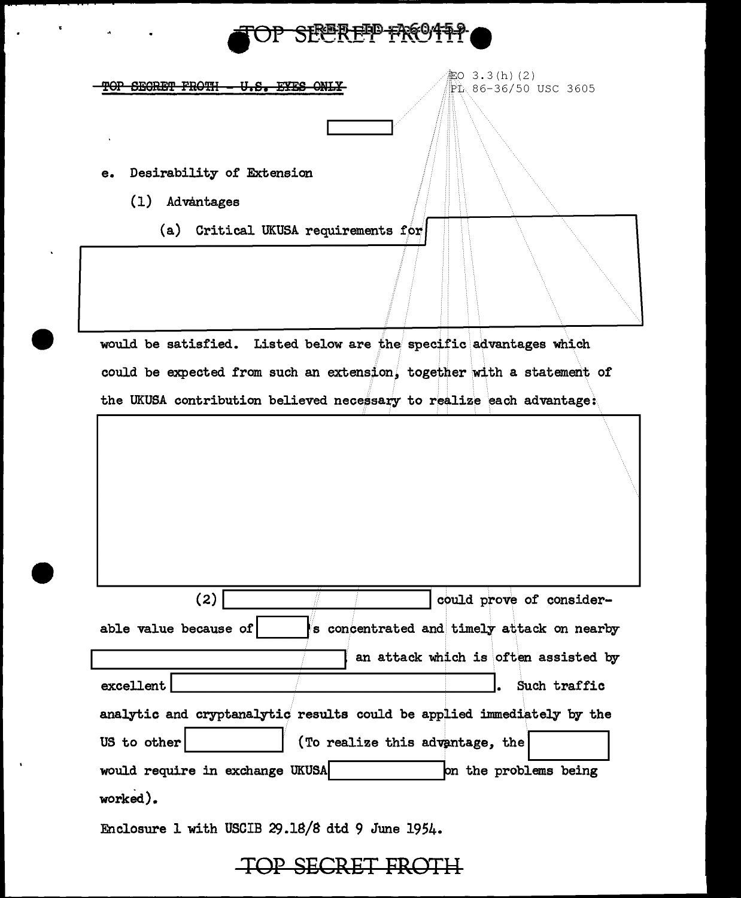TOP SECRET FROTH - U.S. EYES ONLY

EO 3.3(h)(2)
PL 86-36/50 USC 3605

e. Desirability of Extension

(1) Advantages

(a) Critical UKUSA requirements for [redacted] would be satisfied. Listed below are the specific advantages which could be expected from such an extension, together with a statement of the UKUSA contribution believed necessary to realize each advantage:

[redacted]

(2) [redacted] could prove of considerable value because of [redacted]'s concentrated and timely attack on nearby [redacted] an attack which is often assisted by excellent [redacted]. Such traffic analytic and cryptanalytic results could be applied immediately by the US to other [redacted] (To realize this advantage, the [redacted] would require in exchange UKUSA [redacted] on the problems being worked).

Enclosure 1 with USCIB 29.18/8 dtd 9 June 1954.

TOP SECRET FROTH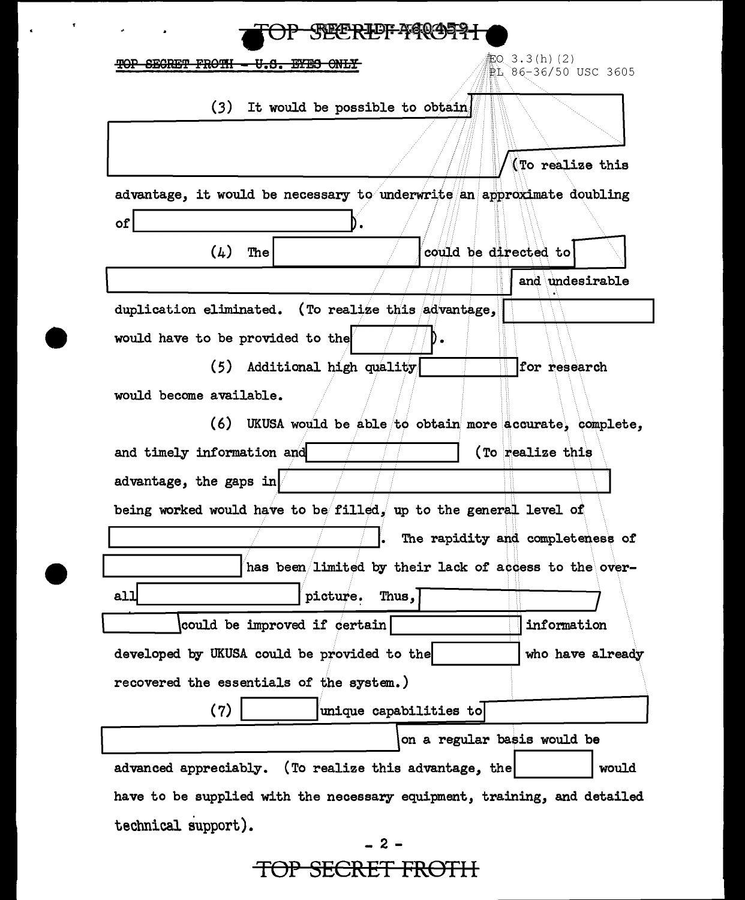TOP SECRET FROTH - U.S. EYES ONLY

EO 3.3(h)(2)
PL 86-36/50 USC 3605

(3) It would be possible to obtain [REDACTED] (To realize this advantage, it would be necessary to underwrite an approximate doubling of [REDACTED]).

(4) The [REDACTED] could be directed to [REDACTED] and undesirable duplication eliminated. (To realize this advantage, [REDACTED] would have to be provided to the [REDACTED]).

(5) Additional high quality [REDACTED] for research would become available.

(6) UKUSA would be able to obtain more accurate, complete, and timely information and [REDACTED] (To realize this advantage, the gaps in [REDACTED] being worked would have to be filled, up to the general level of [REDACTED]. The rapidity and completeness of [REDACTED] has been limited by their lack of access to the over-all [REDACTED] picture. Thus, [REDACTED] could be improved if certain [REDACTED] information developed by UKUSA could be provided to the [REDACTED] who have already recovered the essentials of the system.)

(7) [REDACTED] unique capabilities to [REDACTED] on a regular basis would be advanced appreciably. (To realize this advantage, the [REDACTED] would have to be supplied with the necessary equipment, training, and detailed technical support).

TOP SECRET FROTH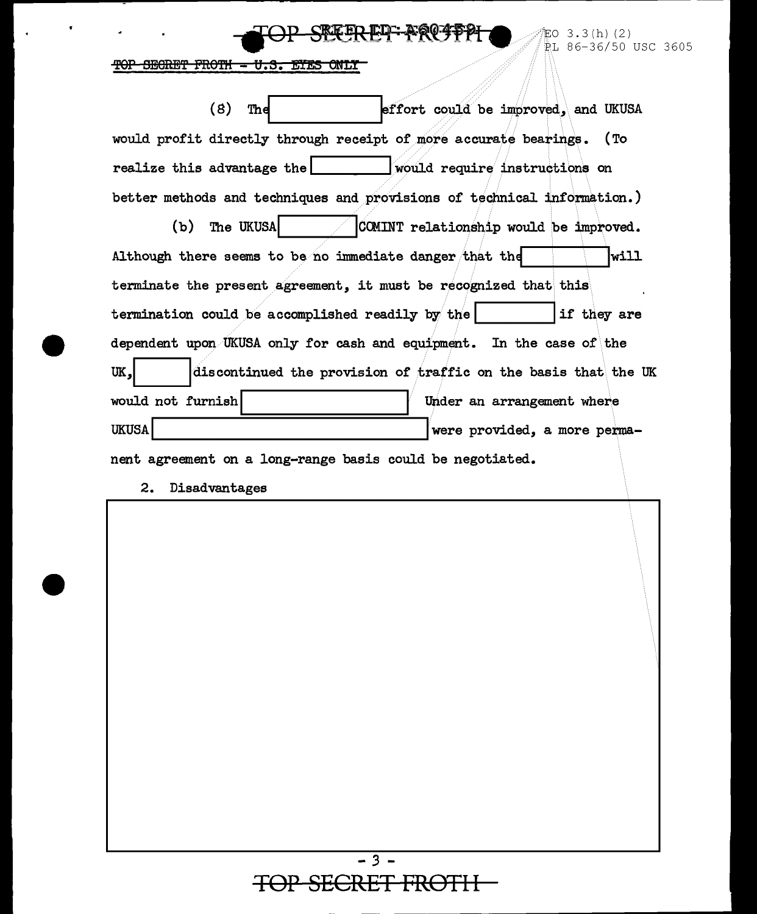(8) The [REDACTED] effort could be improved, and UKUSA would profit directly through receipt of more accurate bearings. (To realize this advantage the [REDACTED] would require instructions on better methods and techniques and provisions of technical information.)

(b) The UKUSA [REDACTED] COMINT relationship would be improved. Although there seems to be no immediate danger that the [REDACTED] will terminate the present agreement, it must be recognized that this termination could be accomplished readily by the [REDACTED] if they are dependent upon UKUSA only for cash and equipment. In the case of the UK, [REDACTED] discontinued the provision of traffic on the basis that the UK would not furnish [REDACTED] Under an arrangement where UKUSA [REDACTED] were provided, a more permanent agreement on a long-range basis could be negotiated.

2. Disadvantages

[REDACTED]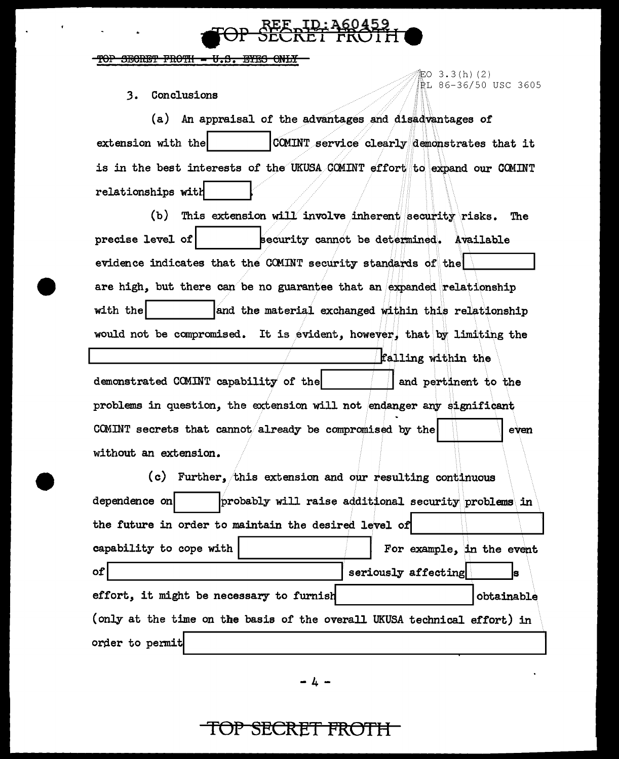TOP SECRET FROTH - U.S. EYES ONLY

EO 3.3(h)(2)
PL 86-36/50 USC 3605

3. Conclusions

(a) An appraisal of the advantages and disadvantages of extension with the [ ] COMINT service clearly demonstrates that it is in the best interests of the UKUSA COMINT effort to expand our COMINT relationships with [ ].

(b) This extension will involve inherent security risks. The precise level of [ ] security cannot be determined. Available evidence indicates that the COMINT security standards of the [ ] are high, but there can be no guarantee that an expanded relationship with the [ ] and the material exchanged within this relationship would not be compromised. It is evident, however, that by limiting the [ ] falling within the demonstrated COMINT capability of the [ ] and pertinent to the problems in question, the extension will not endanger any significant COMINT secrets that cannot already be compromised by the [ ] even without an extension.

(c) Further, this extension and our resulting continuous dependence on [ ] probably will raise additional security problems in the future in order to maintain the desired level of [ ] capability to cope with [ ] For example, in the event of [ ] seriously affecting [ ]s effort, it might be necessary to furnish [ ] obtainable (only at the time on the basis of the overall UKUSA technical effort) in order to permit [ ]

TOP SECRET FROTH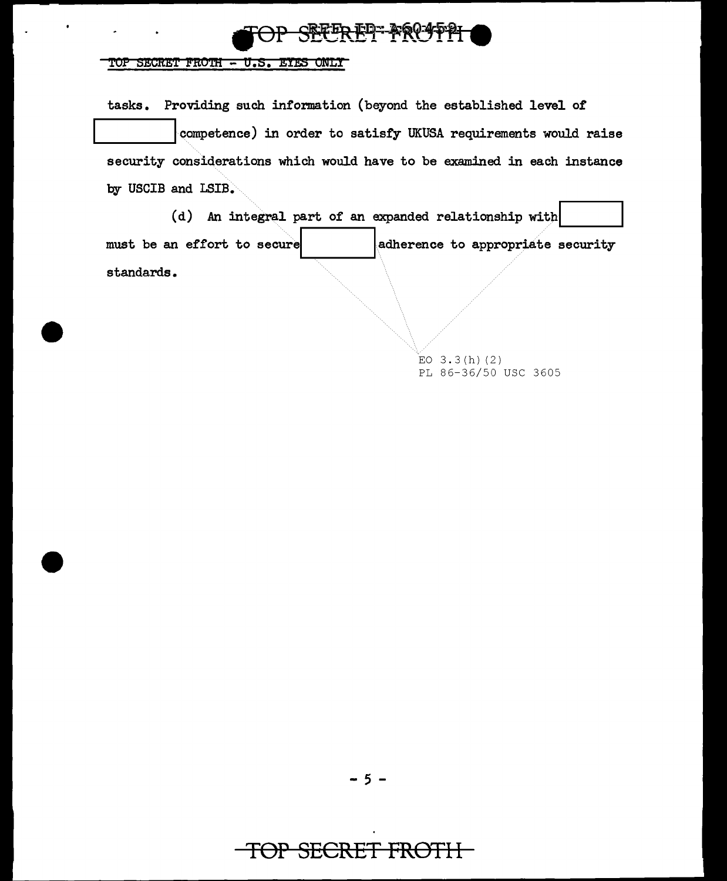TOP SECRET FROTH - U.S. EYES ONLY

tasks. Providing such information (beyond the established level of [ ] competence) in order to satisfy UKUSA requirements would raise security considerations which would have to be examined in each instance by USCIB and LSIB.

(d) An integral part of an expanded relationship with [ ] must be an effort to secure [ ] adherence to appropriate security standards.

EO 3.3(h)(2)
PL 86-36/50 USC 3605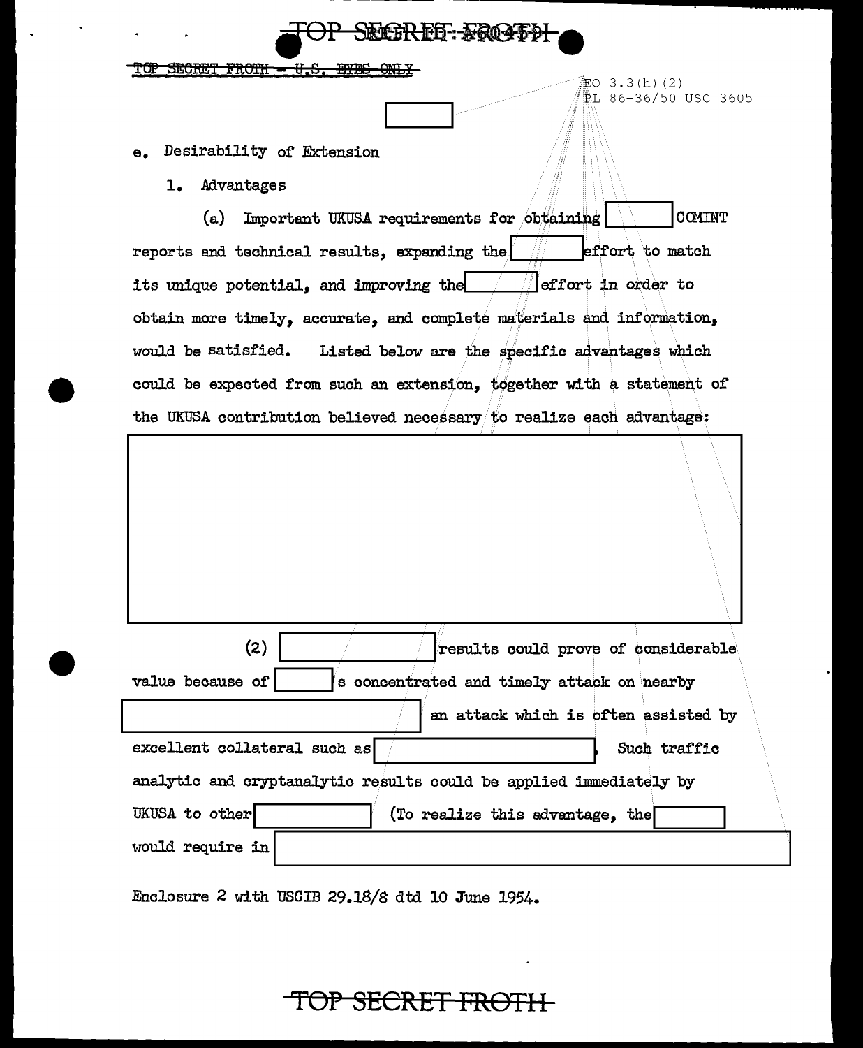TOP SECRET FROTH - U.S. EYES ONLY

EO 3.3(h)(2)
PL 86-36/50 USC 3605

e. Desirability of Extension

1. Advantages

(a) Important UKUSA requirements for obtaining [redacted] COMINT reports and technical results, expanding the [redacted] effort to match its unique potential, and improving the [redacted] effort in order to obtain more timely, accurate, and complete materials and information, would be satisfied. Listed below are the specific advantages which could be expected from such an extension, together with a statement of the UKUSA contribution believed necessary to realize each advantage:

[redacted]

(2) [redacted] results could prove of considerable value because of [redacted]'s concentrated and timely attack on nearby [redacted] an attack which is often assisted by excellent collateral such as [redacted]. Such traffic analytic and cryptanalytic results could be applied immediately by UKUSA to other [redacted] (To realize this advantage, the [redacted] would require in [redacted]

Enclosure 2 with USCIB 29.18/8 dtd 10 June 1954.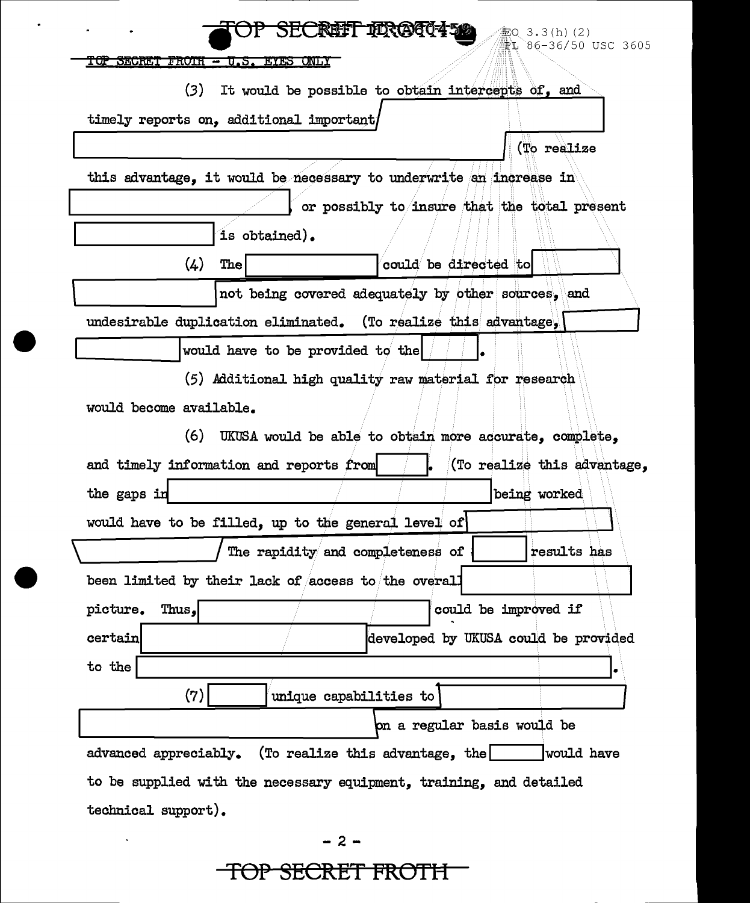TOP SECRET FROTH - U.S. EYES ONLY

(3) It would be possible to obtain intercepts of, and timely reports on, additional important [REDACTED] [REDACTED] (To realize this advantage, it would be necessary to underwrite an increase in [REDACTED], or possibly to insure that the total present [REDACTED] is obtained).

(4) The [REDACTED] could be directed to [REDACTED] [REDACTED] not being covered adequately by other sources, and undesirable duplication eliminated. (To realize this advantage, [REDACTED] [REDACTED] would have to be provided to the [REDACTED].

(5) Additional high quality raw material for research would become available.

(6) UKUSA would be able to obtain more accurate, complete, and timely information and reports from [REDACTED]. (To realize this advantage, the gaps in [REDACTED] being worked would have to be filled, up to the general level of [REDACTED] [REDACTED] The rapidity and completeness of [REDACTED] results has been limited by their lack of access to the overall [REDACTED] picture. Thus, [REDACTED] could be improved if certain [REDACTED] developed by UKUSA could be provided to the [REDACTED].

(7) [REDACTED] unique capabilities to [REDACTED] [REDACTED] on a regular basis would be advanced appreciably. (To realize this advantage, the [REDACTED] would have to be supplied with the necessary equipment, training, and detailed technical support).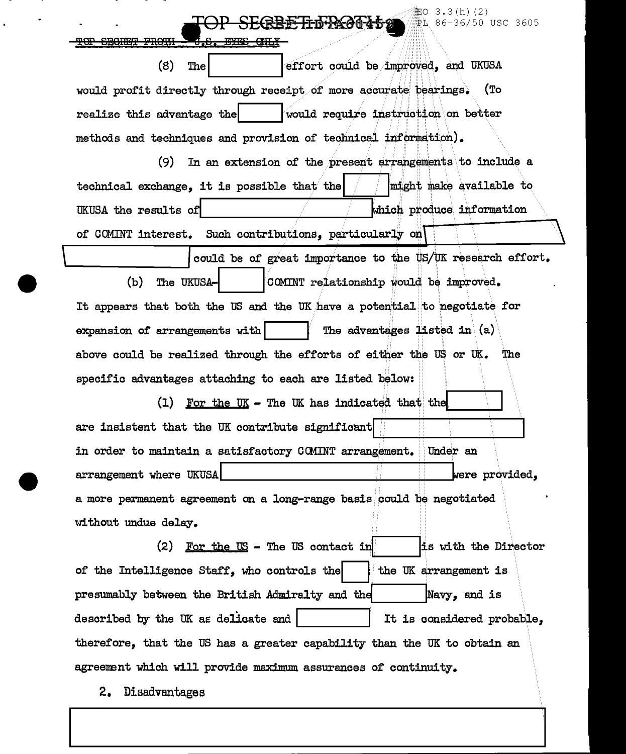(8) The [redacted] effort could be improved, and UKUSA would profit directly through receipt of more accurate bearings. (To realize this advantage the [redacted] would require instruction on better methods and techniques and provision of technical information).

(9) In an extension of the present arrangements to include a technical exchange, it is possible that the [redacted] might make available to UKUSA the results of [redacted] which produce information of COMINT interest. Such contributions, particularly on [redacted] could be of great importance to the US/UK research effort.

(b) The UKUSA-[redacted] COMINT relationship would be improved. It appears that both the US and the UK have a potential to negotiate for expansion of arrangements with [redacted] The advantages listed in (a) above could be realized through the efforts of either the US or UK. The specific advantages attaching to each are listed below:

(1) For the UK - The UK has indicated that the [redacted] are insistent that the UK contribute significant [redacted] in order to maintain a satisfactory COMINT arrangement. Under an arrangement where UKUSA [redacted] were provided, a more permanent agreement on a long-range basis could be negotiated without undue delay.

(2) For the US - The US contact in [redacted] is with the Director of the Intelligence Staff, who controls the [redacted] the UK arrangement is presumably between the British Admiralty and the [redacted] Navy, and is described by the UK as delicate and [redacted] It is considered probable, therefore, that the US has a greater capability than the UK to obtain an agreement which will provide maximum assurances of continuity.

2. Disadvantages

[redacted]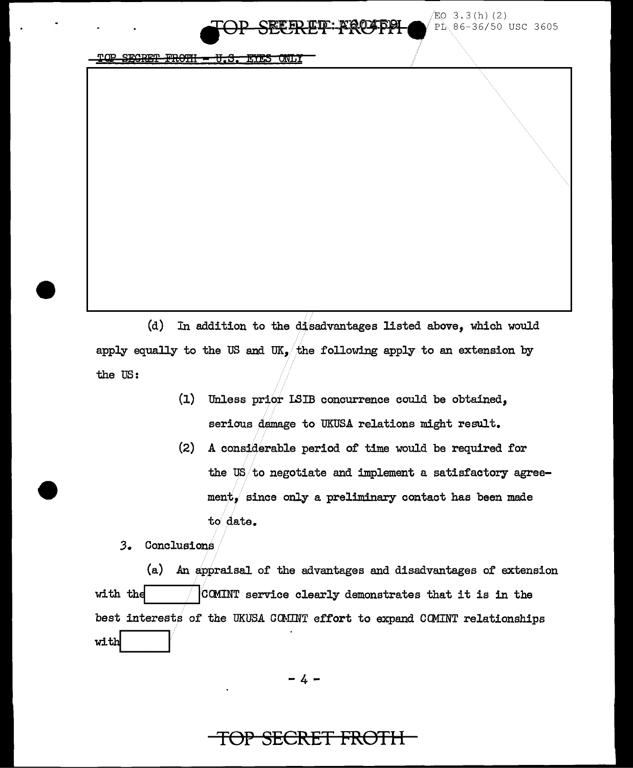TOP SECRET FROTH - U.S. EYES ONLY

EO 3.3(h)(2)
PL 86-36/50 USC 3605

(d) In addition to the disadvantages listed above, which would apply equally to the US and UK, the following apply to an extension by the US:

(1) Unless prior LSIB concurrence could be obtained, serious damage to UKUSA relations might result.

(2) A considerable period of time would be required for the US to negotiate and implement a satisfactory agreement, since only a preliminary contact has been made to date.

3. Conclusions

(a) An appraisal of the advantages and disadvantages of extension with the [redacted] COMINT service clearly demonstrates that it is in the best interests of the UKUSA COMINT effort to expand COMINT relationships with [redacted]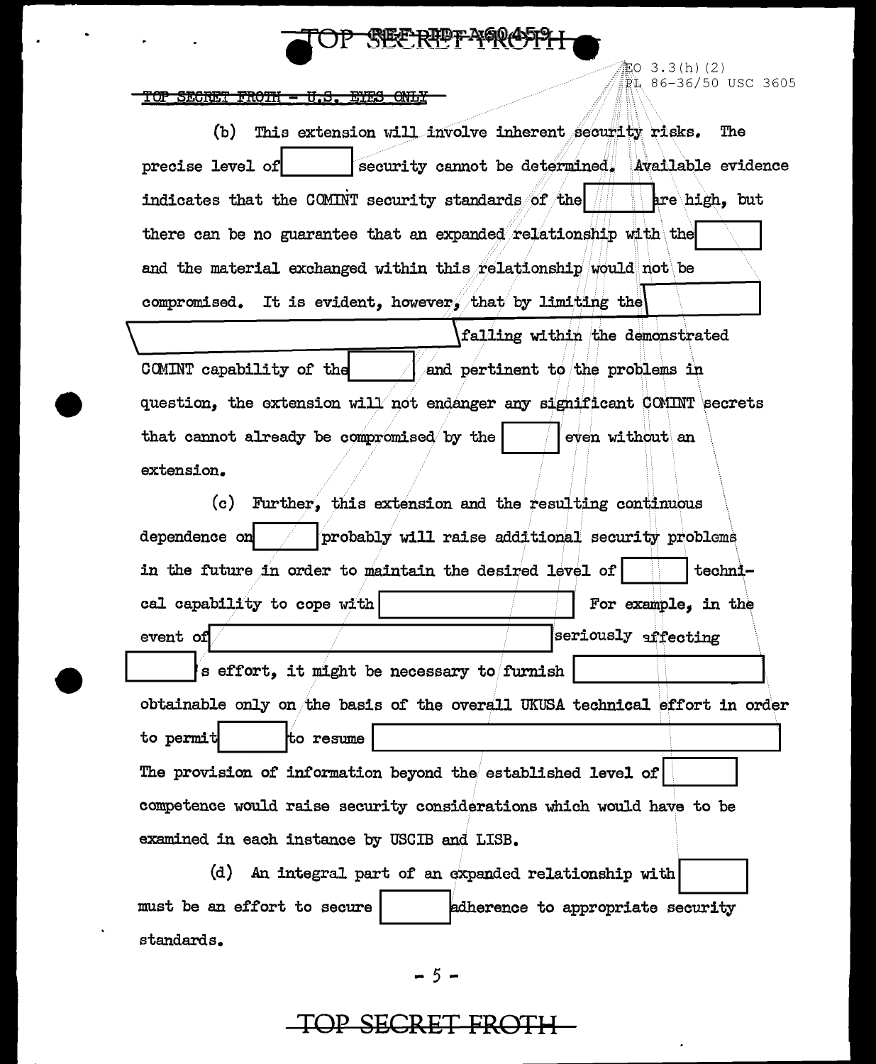EO 3.3(h)(2)
PL 86-36/50 USC 3605

TOP SECRET FROTH - U.S. EYES ONLY

(b) This extension will involve inherent security risks. The precise level of [ ] security cannot be determined. Available evidence indicates that the COMINT security standards of the [ ] are high, but there can be no guarantee that an expanded relationship with the [ ] and the material exchanged within this relationship would not be compromised. It is evident, however, that by limiting the [ ] [ ] falling within the demonstrated COMINT capability of the [ ] and pertinent to the problems in question, the extension will not endanger any significant COMINT secrets that cannot already be compromised by the [ ] even without an extension.

(c) Further, this extension and the resulting continuous dependence on [ ] probably will raise additional security problems in the future in order to maintain the desired level of [ ] technical capability to cope with [ ] For example, in the event of [ ] seriously affecting [ ]'s effort, it might be necessary to furnish [ ] obtainable only on the basis of the overall UKUSA technical effort in order to permit [ ] to resume [ ] The provision of information beyond the established level of [ ] competence would raise security considerations which would have to be examined in each instance by USCIB and LISB.

(d) An integral part of an expanded relationship with [ ] must be an effort to secure [ ] adherence to appropriate security standards.

TOP SECRET FROTH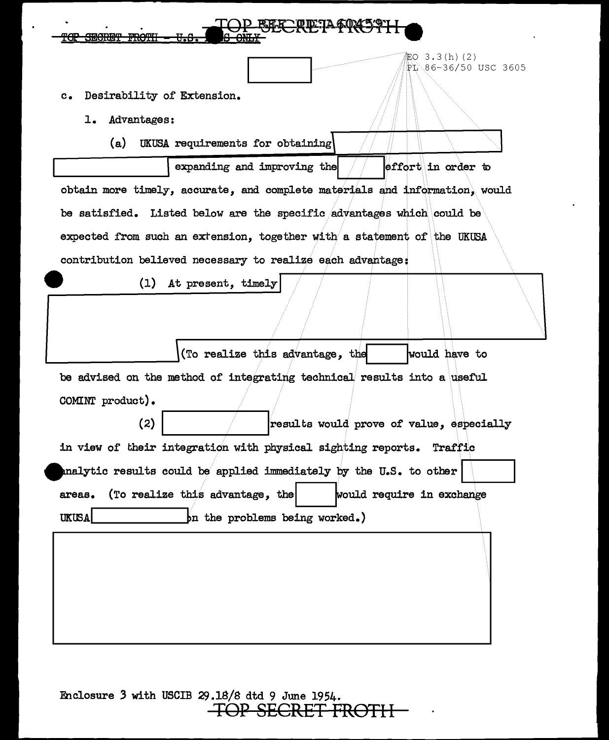c. Desirability of Extension.

1. Advantages:

(a) UKUSA requirements for obtaining [redacted] expanding and improving the [redacted] effort in order to obtain more timely, accurate, and complete materials and information, would be satisfied. Listed below are the specific advantages which could be expected from such an extension, together with a statement of the UKUSA contribution believed necessary to realize each advantage:

(1) At present, timely [redacted] (To realize this advantage, the [redacted] would have to be advised on the method of integrating technical results into a useful COMINT product).

(2) [redacted] results would prove of value, especially in view of their integration with physical sighting reports. Traffic analytic results could be applied immediately by the U.S. to other [redacted] areas. (To realize this advantage, the [redacted] would require in exchange UKUSA [redacted] on the problems being worked.)

[redacted]

Enclosure 3 with USCIB 29.18/8 dtd 9 June 1954.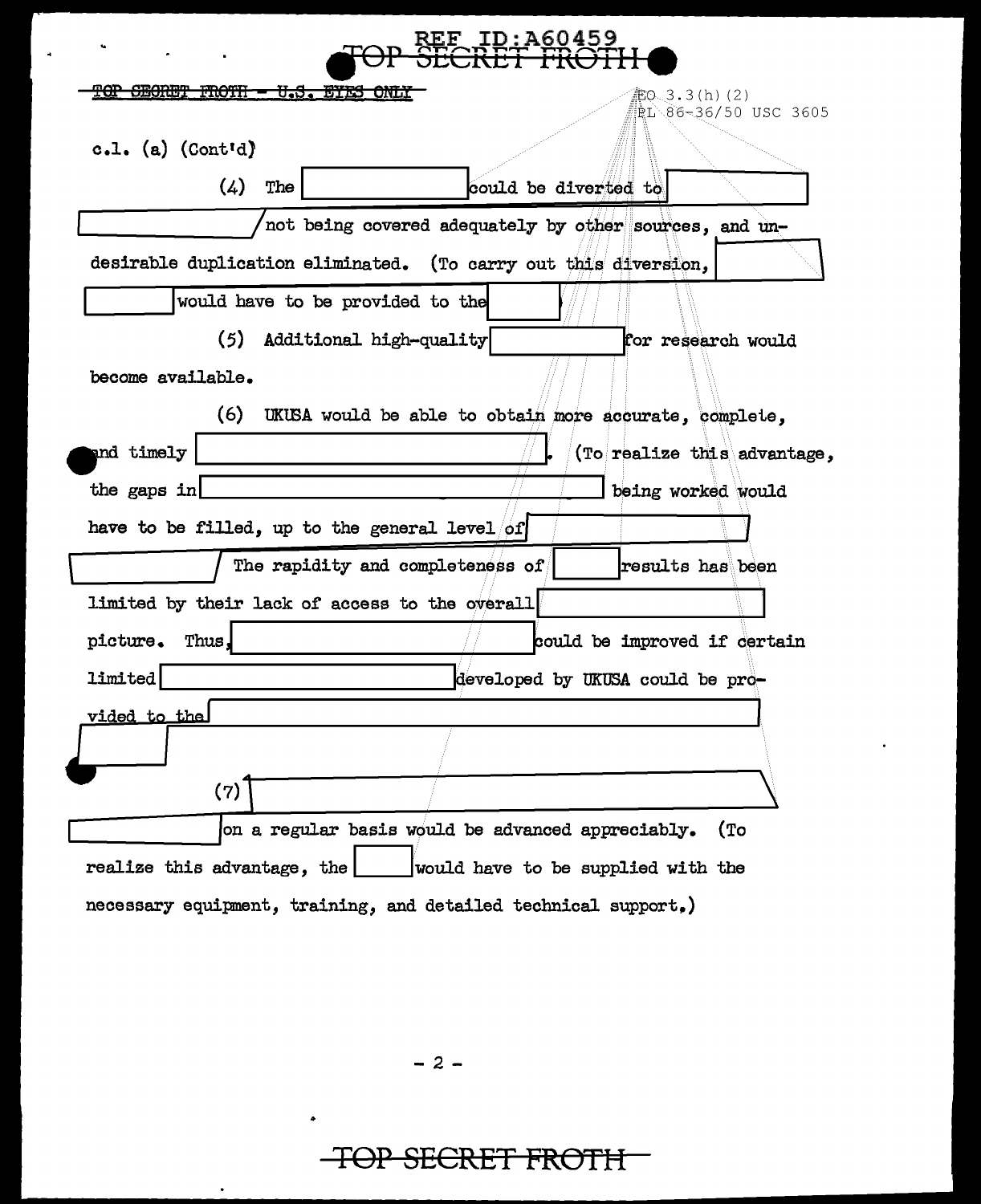TOP SECRET FROTH - U.S. EYES ONLY

EO 3.3(h)(2)
PL 86-36/50 USC 3605

c.l. (a) (Cont'd)

(4) The [REDACTED] could be diverted to [REDACTED] not being covered adequately by other sources, and undesirable duplication eliminated. (To carry out this diversion, [REDACTED] would have to be provided to the [REDACTED])

(5) Additional high-quality [REDACTED] for research would become available.

(6) UKUSA would be able to obtain more accurate, complete, and timely [REDACTED]. (To realize this advantage, the gaps in [REDACTED] being worked would have to be filled, up to the general level of [REDACTED] The rapidity and completeness of [REDACTED] results has been limited by their lack of access to the overall [REDACTED] picture. Thus, [REDACTED] could be improved if certain limited [REDACTED] developed by UKUSA could be provided to the [REDACTED]

(7) [REDACTED] on a regular basis would be advanced appreciably. (To realize this advantage, the [REDACTED] would have to be supplied with the necessary equipment, training, and detailed technical support.)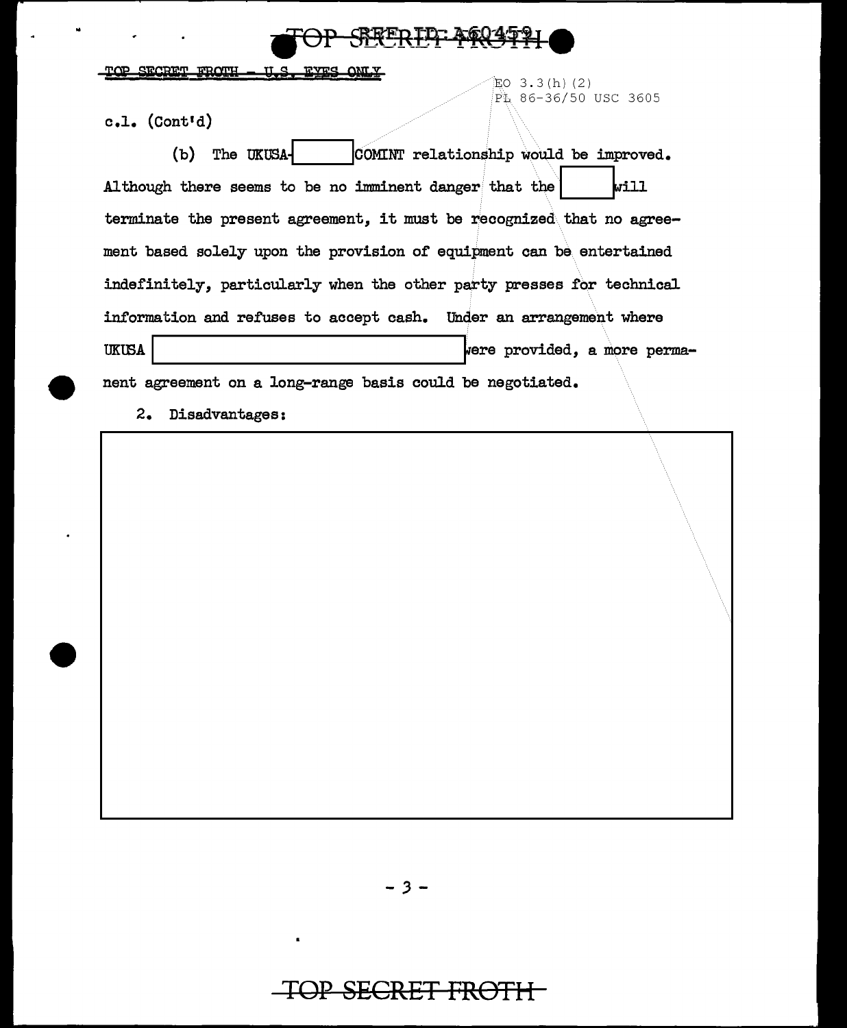TOP SECRET FROTH - U.S. EYES ONLY

EO 3.3(h)(2)
PL 86-36/50 USC 3605

c.1. (Cont'd)

(b) The UKUSA-[ ] COMINT relationship would be improved. Although there seems to be no imminent danger that the [ ] will terminate the present agreement, it must be recognized that no agreement based solely upon the provision of equipment can be entertained indefinitely, particularly when the other party presses for technical information and refuses to accept cash. Under an arrangement where UKUSA [ ] were provided, a more permanent agreement on a long-range basis could be negotiated.

2. Disadvantages:

[ ]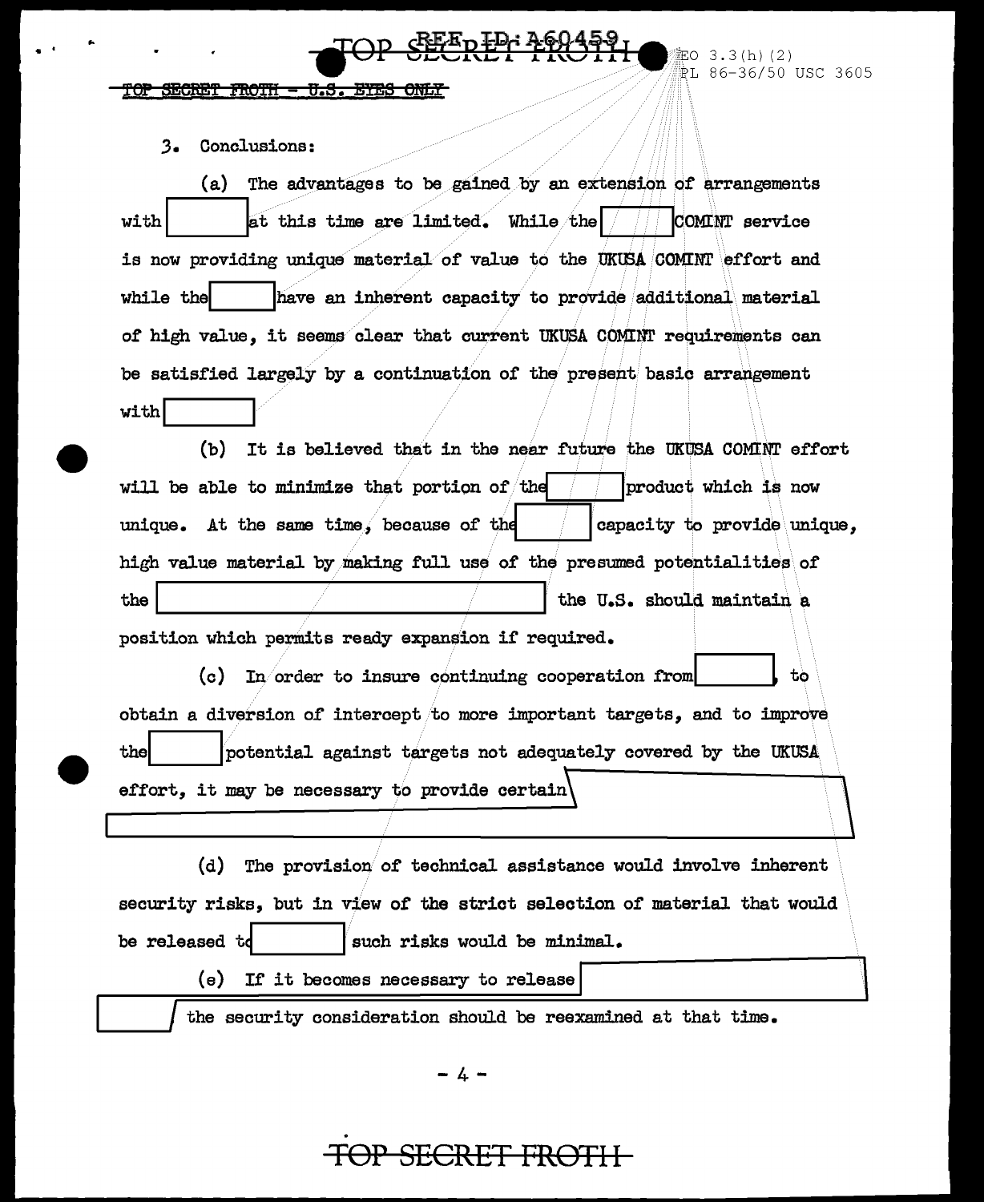TOP SECRET FROTH - U.S. EYES ONLY

3. Conclusions:

(a) The advantages to be gained by an extension of arrangements with [redacted] at this time are limited. While the [redacted] COMINT service is now providing unique material of value to the UKUSA COMINT effort and while the [redacted] have an inherent capacity to provide additional material of high value, it seems clear that current UKUSA COMINT requirements can be satisfied largely by a continuation of the present basic arrangement with [redacted]

(b) It is believed that in the near future the UKUSA COMINT effort will be able to minimize that portion of the [redacted] product which is now unique. At the same time, because of the [redacted] capacity to provide unique, high value material by making full use of the presumed potentialities of the [redacted] the U.S. should maintain a position which permits ready expansion if required.

(c) In order to insure continuing cooperation from [redacted], to obtain a diversion of intercept to more important targets, and to improve the [redacted] potential against targets not adequately covered by the UKUSA effort, it may be necessary to provide certain [redacted]

(d) The provision of technical assistance would involve inherent security risks, but in view of the strict selection of material that would be released to [redacted] such risks would be minimal.

(e) If it becomes necessary to release [redacted] the security consideration should be reexamined at that time.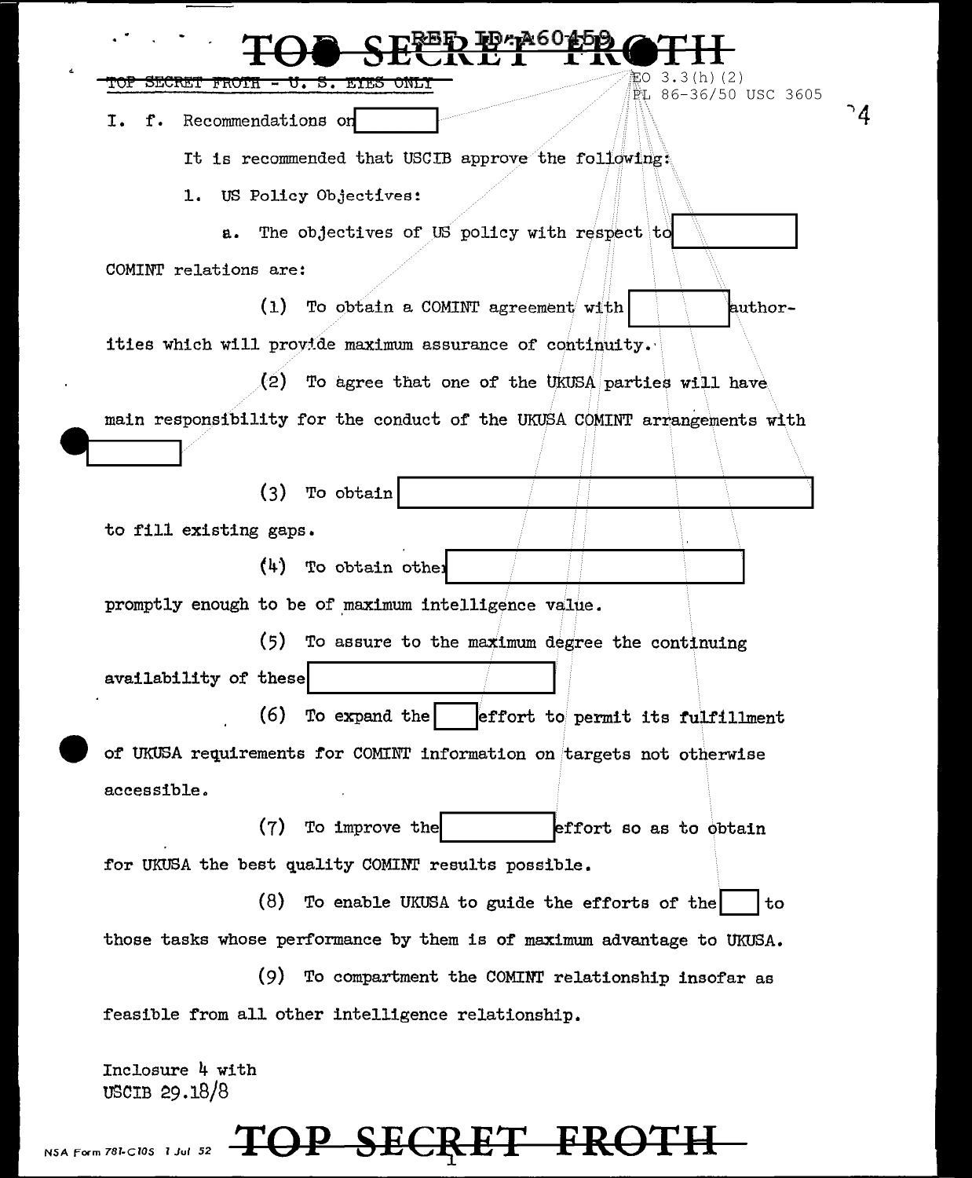TOP SECRET FROTH

REF ID:A60459

TOP SECRET FROTH - U. S. EYES ONLY

EO 3.3(h)(2)
PL 86-36/50 USC 3605

I. f. Recommendations on [redacted]

It is recommended that USCIB approve the following:

1. US Policy Objectives:

a. The objectives of US policy with respect to [redacted] COMINT relations are:

(1) To obtain a COMINT agreement with [redacted] authorities which will provide maximum assurance of continuity.

(2) To agree that one of the UKUSA parties will have main responsibility for the conduct of the UKUSA COMINT arrangements with [redacted]

(3) To obtain [redacted] to fill existing gaps.

(4) To obtain other [redacted] promptly enough to be of maximum intelligence value.

(5) To assure to the maximum degree the continuing availability of these [redacted]

(6) To expand the [redacted] effort to permit its fulfillment of UKUSA requirements for COMINT information on targets not otherwise accessible.

(7) To improve the [redacted] effort so as to obtain for UKUSA the best quality COMINT results possible.

(8) To enable UKUSA to guide the efforts of the [redacted] to those tasks whose performance by them is of maximum advantage to UKUSA.

(9) To compartment the COMINT relationship insofar as feasible from all other intelligence relationship.

Inclosure 4 with
USCIB 29.18/8

NSA Form 781-C10S 1 Jul 52

TOP SECRET FROTH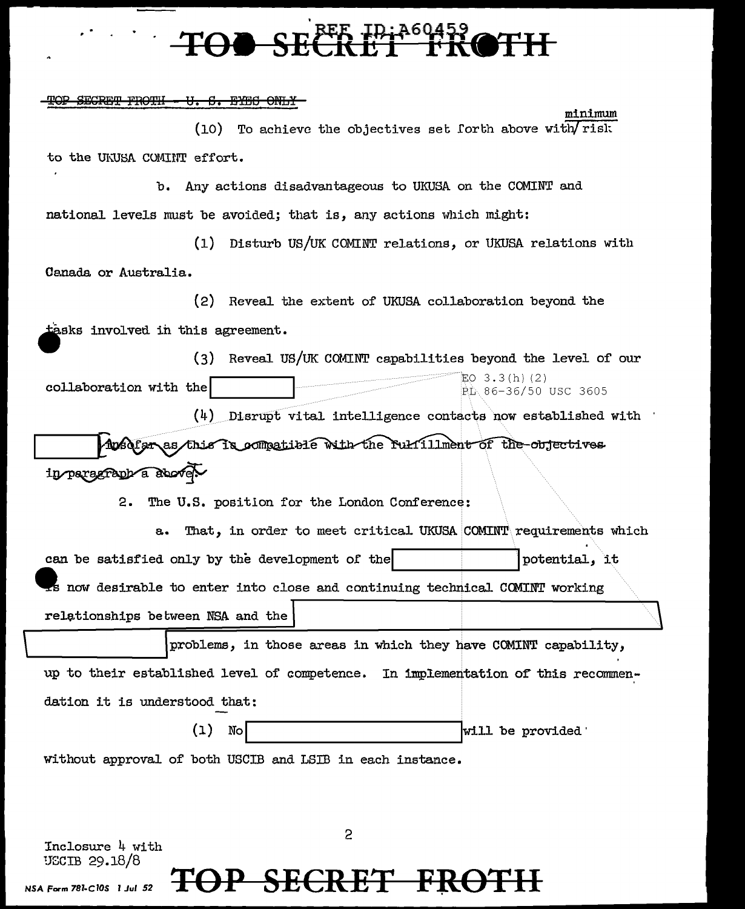TOP SECRET FROTH - U. S. EYES ONLY

(10) To achieve the objectives set forth above with minimum risk to the UKUSA COMINT effort.

b. Any actions disadvantageous to UKUSA on the COMINT and national levels must be avoided; that is, any actions which might:

(1) Disturb US/UK COMINT relations, or UKUSA relations with Canada or Australia.

(2) Reveal the extent of UKUSA collaboration beyond the tasks involved in this agreement.

(3) Reveal US/UK COMINT capabilities beyond the level of our collaboration with the [redacted]

EO 3.3(h)(2)
PL 86-36/50 USC 3605

(4) Disrupt vital intelligence contacts now established with [redacted] ~~insofar as this is compatible with the fulfillment of the objectives in paragraph a above.~~

2. The U.S. position for the London Conference:

a. That, in order to meet critical UKUSA COMINT requirements which can be satisfied only by the development of the [redacted] potential, it is now desirable to enter into close and continuing technical COMINT working relationships between NSA and the [redacted] problems, in those areas in which they have COMINT capability, up to their established level of competence. In implementation of this recommendation it is understood that:

(1) No [redacted] will be provided without approval of both USCIB and LSIB in each instance.

Inclosure 4 with USCIB 29.18/8

NSA Form 781-C10S 1 Jul 52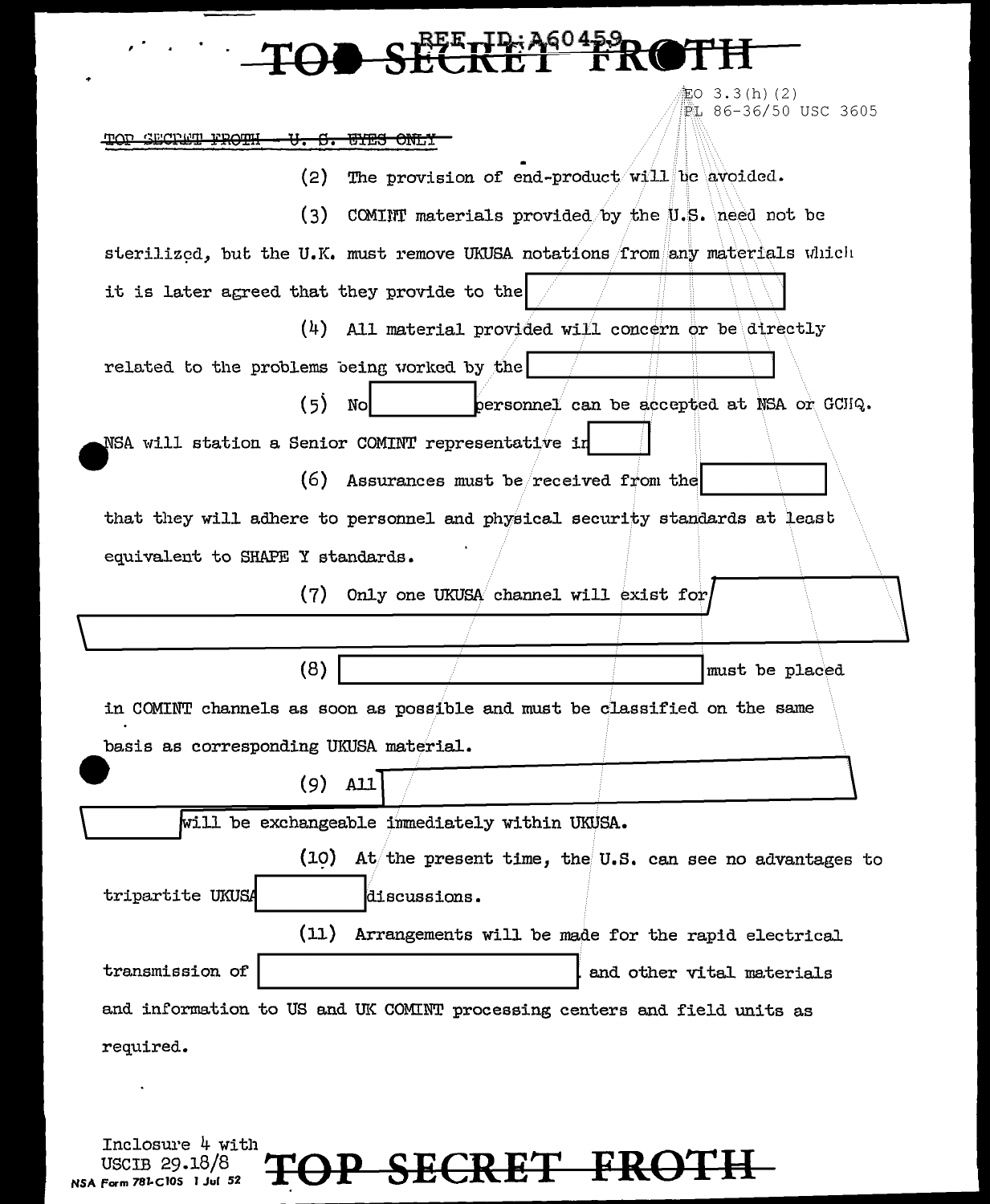**TOP SECRET FROTH**

EO 3.3(h)(2)
PL 86-36/50 USC 3605

~~TOP SECRET FROTH - U. S. EYES ONLY~~

(2) The provision of end-product will be avoided.

(3) COMINT materials provided by the U.S. need not be sterilized, but the U.K. must remove UKUSA notations from any materials which it is later agreed that they provide to the [REDACTED]

(4) All material provided will concern or be directly related to the problems being worked by the [REDACTED]

(5) No [REDACTED] personnel can be accepted at NSA or GCHQ. NSA will station a Senior COMINT representative in [REDACTED]

(6) Assurances must be received from the [REDACTED] that they will adhere to personnel and physical security standards at least equivalent to SHAPE Y standards.

(7) Only one UKUSA channel will exist for [REDACTED]

(8) [REDACTED] must be placed in COMINT channels as soon as possible and must be classified on the same basis as corresponding UKUSA material.

(9) All [REDACTED] will be exchangeable immediately within UKUSA.

(10) At the present time, the U.S. can see no advantages to tripartite UKUSA [REDACTED] discussions.

(11) Arrangements will be made for the rapid electrical transmission of [REDACTED] and other vital materials and information to US and UK COMINT processing centers and field units as required.

Inclosure 4 with
USCIB 29.18/8

**TOP SECRET FROTH**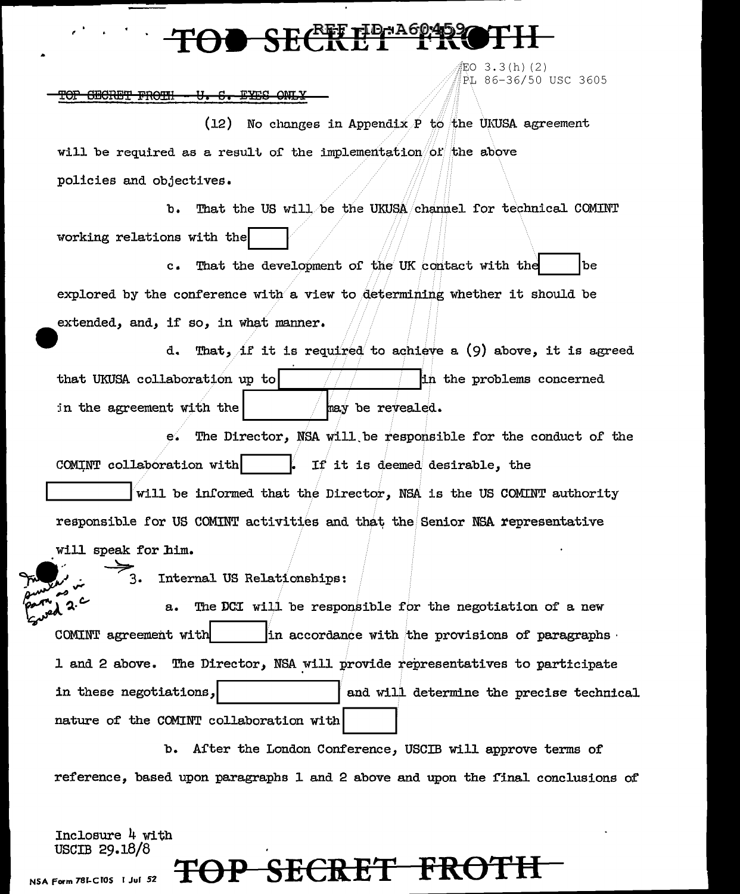TOP SECRET FROTH - U. S. EYES ONLY

EO 3.3(h)(2)
PL 86-36/50 USC 3605

(12) No changes in Appendix P to the UKUSA agreement will be required as a result of the implementation of the above policies and objectives.

b. That the US will be the UKUSA channel for technical COMINT working relations with the [ ]

c. That the development of the UK contact with the [ ] be explored by the conference with a view to determining whether it should be extended, and, if so, in what manner.

d. That, if it is required to achieve a (9) above, it is agreed that UKUSA collaboration up to [ ] in the problems concerned in the agreement with the [ ] may be revealed.

e. The Director, NSA will be responsible for the conduct of the COMINT collaboration with [ ]. If it is deemed desirable, the [ ] will be informed that the Director, NSA is the US COMINT authority responsible for US COMINT activities and that the Senior NSA representative will speak for him.

3. Internal US Relationships:

a. The DCI will be responsible for the negotiation of a new COMINT agreement with [ ] in accordance with the provisions of paragraphs 1 and 2 above. The Director, NSA will provide representatives to participate in these negotiations, [ ] and will determine the precise technical nature of the COMINT collaboration with [ ]

b. After the London Conference, USCIB will approve terms of reference, based upon paragraphs 1 and 2 above and upon the final conclusions of

Inclosure 4 with
USCIB 29.18/8

TOP SECRET FROTH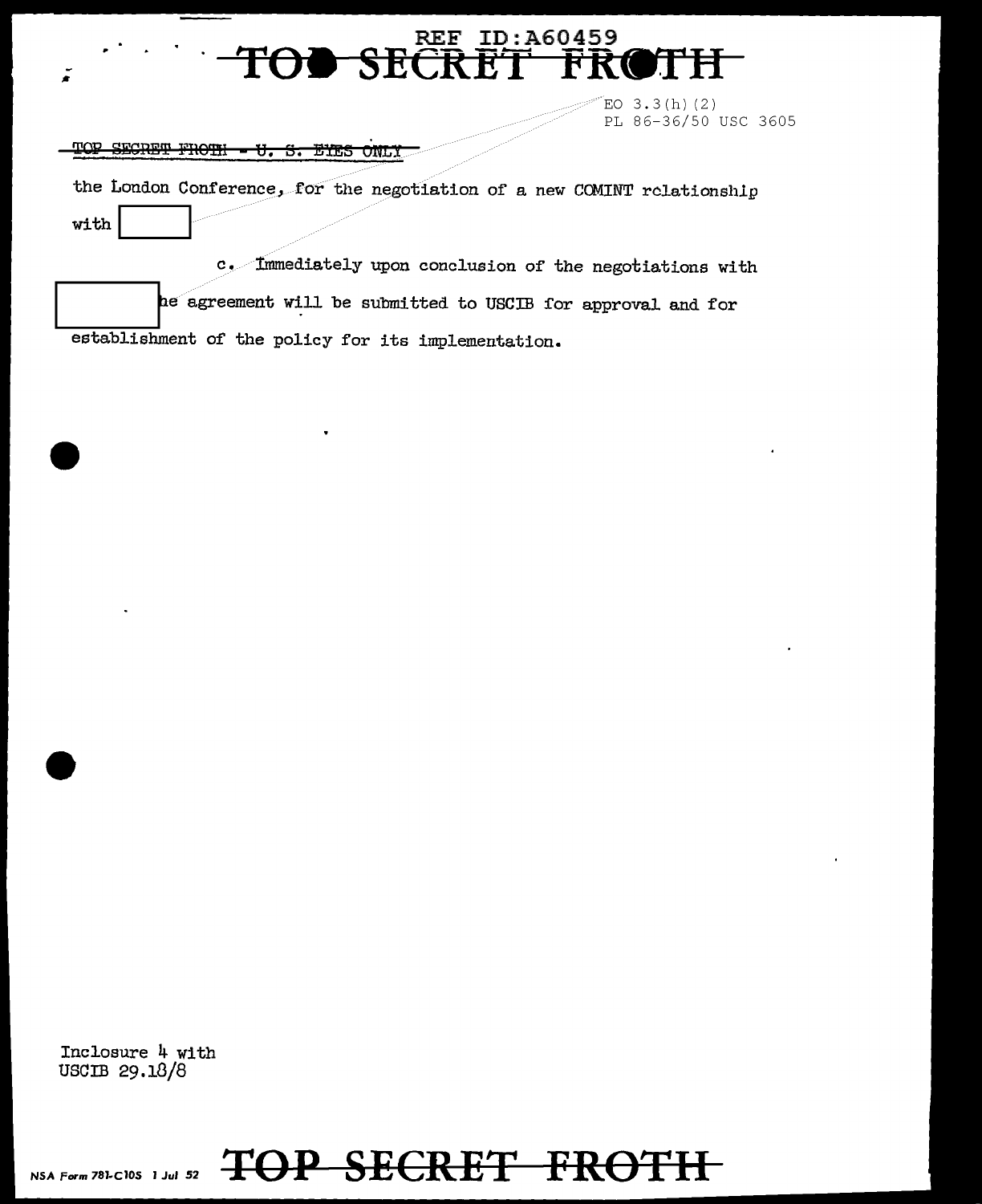EO 3.3(h)(2)
PL 86-36/50 USC 3605

~~TOP SECRET FROTH - U. S. EYES ONLY~~

the London Conference, for the negotiation of a new COMINT relationship with [ ]

c. Immediately upon conclusion of the negotiations with [ ] the agreement will be submitted to USCIB for approval and for establishment of the policy for its implementation.

Inclosure 4 with
USCIB 29.18/8

NSA Form 781-C10S 1 Jul 52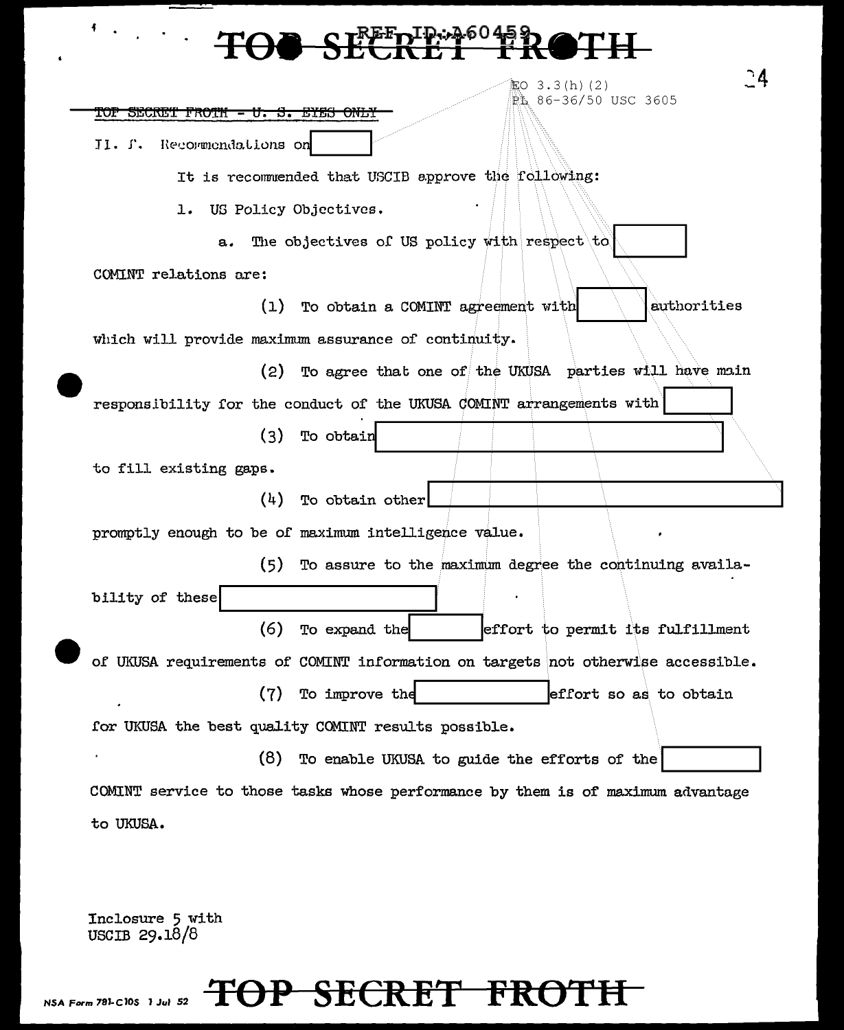TOP SECRET FROTH

REF ID:A60459

EO 3.3(h)(2)
PL 86-36/50 USC 3605

~~TOP SECRET FROTH - U. S. EYES ONLY~~

II. F. Recommendations on [redacted]

It is recommended that USCIB approve the following:

1. US Policy Objectives.

a. The objectives of US policy with respect to [redacted] COMINT relations are:

(1) To obtain a COMINT agreement with [redacted] authorities which will provide maximum assurance of continuity.

(2) To agree that one of the UKUSA parties will have main responsibility for the conduct of the UKUSA COMINT arrangements with [redacted]

(3) To obtain [redacted] to fill existing gaps.

(4) To obtain other [redacted] promptly enough to be of maximum intelligence value.

(5) To assure to the maximum degree the continuing availability of these [redacted]

(6) To expand the [redacted] effort to permit its fulfillment of UKUSA requirements of COMINT information on targets not otherwise accessible.

(7) To improve the [redacted] effort so as to obtain for UKUSA the best quality COMINT results possible.

(8) To enable UKUSA to guide the efforts of the [redacted] COMINT service to those tasks whose performance by them is of maximum advantage to UKUSA.

Inclosure 5 with
USCIB 29.18/8

NSA Form 781-C10S 1 Jul 52

TOP SECRET FROTH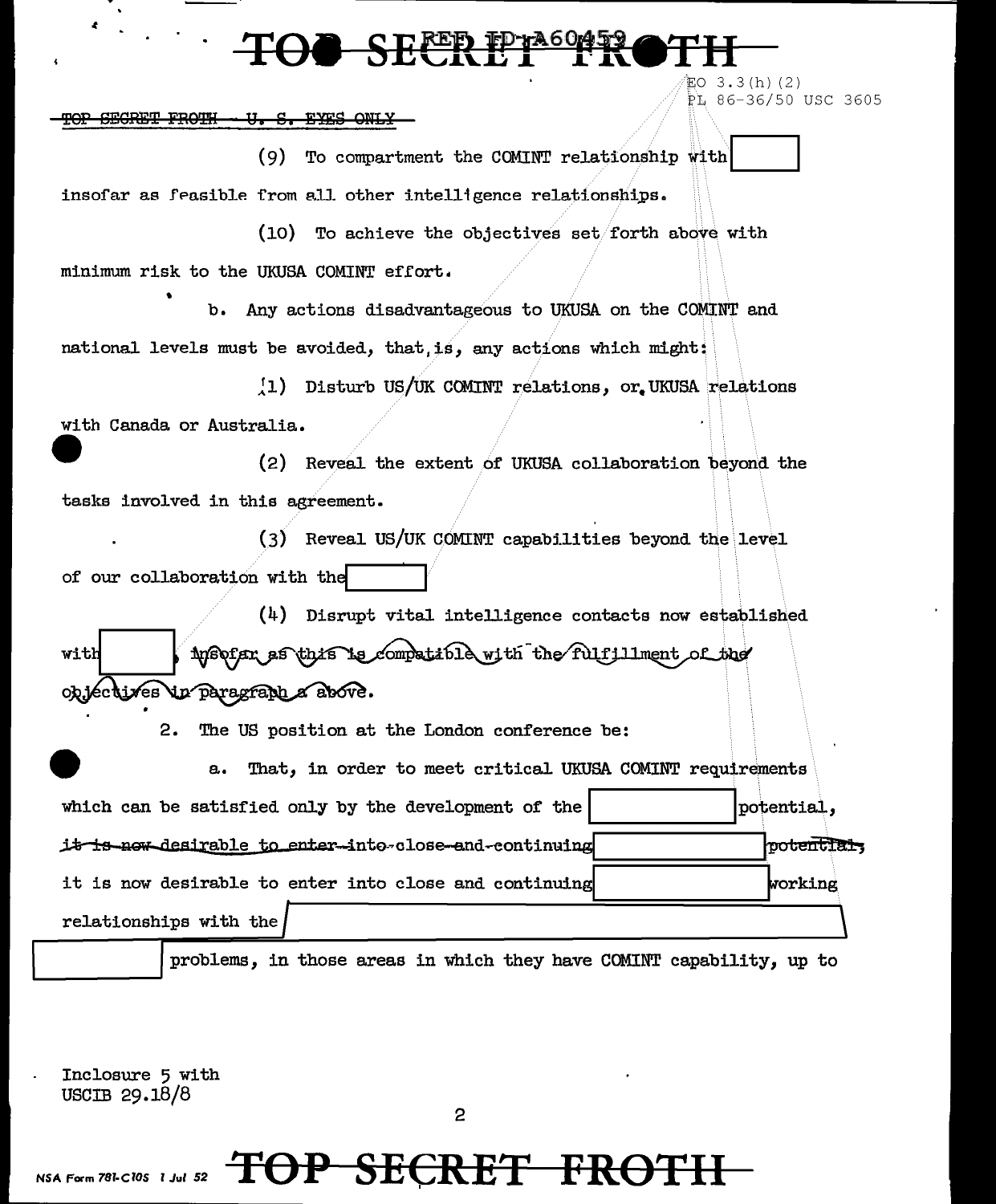TOP SECRET FROTH - U. S. EYES ONLY

EO 3.3(h)(2)
PL 86-36/50 USC 3605

(9) To compartment the COMINT relationship with [ ] insofar as feasible from all other intelligence relationships.

(10) To achieve the objectives set forth above with minimum risk to the UKUSA COMINT effort.

b. Any actions disadvantageous to UKUSA on the COMINT and national levels must be avoided, that is, any actions which might:

(1) Disturb US/UK COMINT relations, or UKUSA relations with Canada or Australia.

(2) Reveal the extent of UKUSA collaboration beyond the tasks involved in this agreement.

(3) Reveal US/UK COMINT capabilities beyond the level of our collaboration with the [ ]

(4) Disrupt vital intelligence contacts now established with [ ], insofar as this is compatible with the fulfillment of the objectives in paragraph a above.

2. The US position at the London conference be:

a. That, in order to meet critical UKUSA COMINT requirements which can be satisfied only by the development of the [ ] potential, ~~it is now desirable to enter into close and continuing [ ] potential;~~ it is now desirable to enter into close and continuing [ ] working relationships with the [ ] [ ] problems, in those areas in which they have COMINT capability, up to

Inclosure 5 with
USCIB 29.18/8

NSA Form 781-C10S 1 Jul 52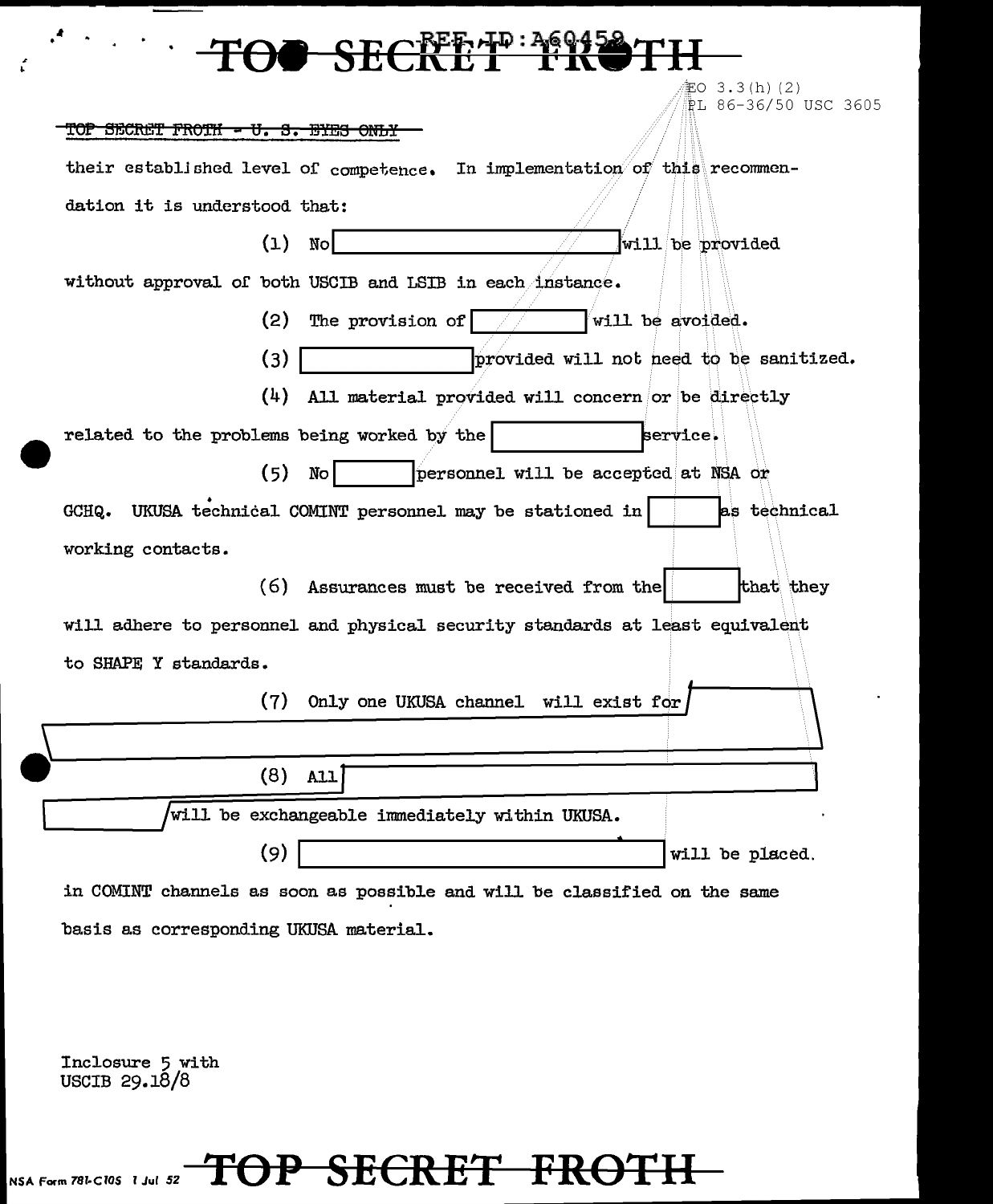TOP SECRET FROTH

EO 3.3(h)(2)
PL 86-36/50 USC 3605

~~TOP SECRET FROTH - U. S. EYES ONLY~~

their established level of competence. In implementation of this recommendation it is understood that:

(1) No [ ] will be provided without approval of both USCIB and LSIB in each instance.

(2) The provision of [ ] will be avoided.

(3) [ ] provided will not need to be sanitized.

(4) All material provided will concern or be directly related to the problems being worked by the [ ] service.

(5) No [ ] personnel will be accepted at NSA or GCHQ. UKUSA technical COMINT personnel may be stationed in [ ] as technical working contacts.

(6) Assurances must be received from the [ ] that they will adhere to personnel and physical security standards at least equivalent to SHAPE Y standards.

(7) Only one UKUSA channel will exist for [ ]

(8) All [ ] will be exchangeable immediately within UKUSA.

(9) [ ] will be placed. in COMINT channels as soon as possible and will be classified on the same basis as corresponding UKUSA material.

Inclosure 5 with
USCIB 29.18/8

NSA Form 781-C10S 1 Jul 52 TOP SECRET FROTH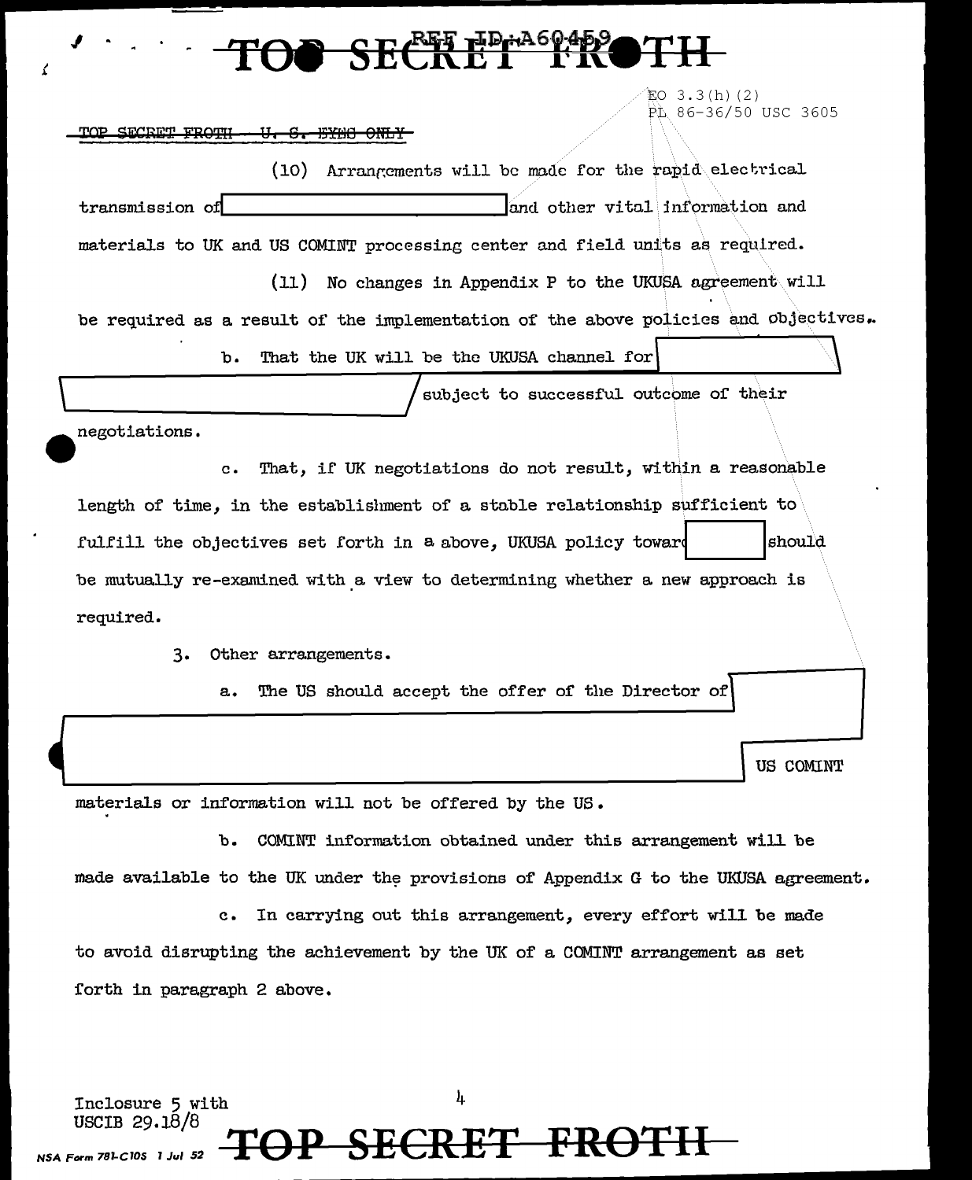EO 3.3(h)(2)
PL 86-36/50 USC 3605

~~TOP SECRET FROTH - U. S. EYES ONLY~~

(10) Arrangements will be made for the rapid electrical transmission of [REDACTED] and other vital information and materials to UK and US COMINT processing center and field units as required.

(11) No changes in Appendix P to the UKUSA agreement will be required as a result of the implementation of the above policies and objectives.

b. That the UK will be the UKUSA channel for [REDACTED] subject to successful outcome of their negotiations.

c. That, if UK negotiations do not result, within a reasonable length of time, in the establishment of a stable relationship sufficient to fulfill the objectives set forth in a above, UKUSA policy toward [REDACTED] should be mutually re-examined with a view to determining whether a new approach is required.

3. Other arrangements.

a. The US should accept the offer of the Director of [REDACTED] US COMINT materials or information will not be offered by the US.

b. COMINT information obtained under this arrangement will be made available to the UK under the provisions of Appendix G to the UKUSA agreement.

c. In carrying out this arrangement, every effort will be made to avoid disrupting the achievement by the UK of a COMINT arrangement as set forth in paragraph 2 above.

Inclosure 5 with
USCIB 29.18/8

NSA Form 781-C10S 1 Jul 52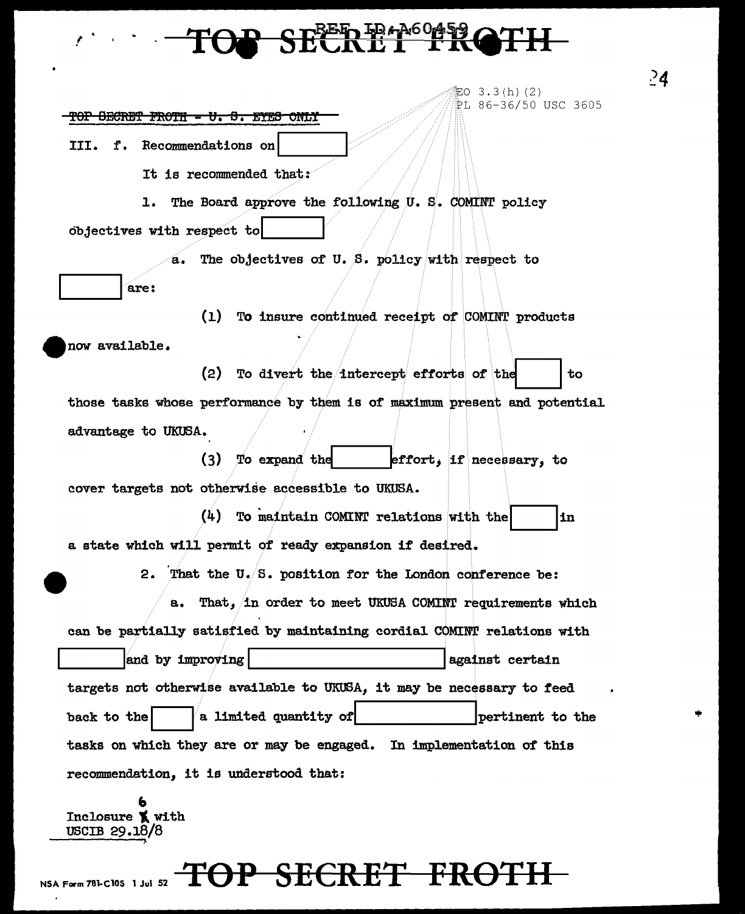EO 3.3(h)(2)
PL 86-36/50 USC 3605

~~TOP SECRET FROTH - U. S. EYES ONLY~~

III. f. Recommendations on [REDACTED]

It is recommended that:

1. The Board approve the following U. S. COMINT policy objectives with respect to [REDACTED]

a. The objectives of U. S. policy with respect to [REDACTED] are:

(1) To insure continued receipt of COMINT products now available.

(2) To divert the intercept efforts of the [REDACTED] to those tasks whose performance by them is of maximum present and potential advantage to UKUSA.

(3) To expand the [REDACTED] effort, if necessary, to cover targets not otherwise accessible to UKUSA.

(4) To maintain COMINT relations with the [REDACTED] in a state which will permit of ready expansion if desired.

2. That the U. S. position for the London conference be:

a. That, in order to meet UKUSA COMINT requirements which can be partially satisfied by maintaining cordial COMINT relations with [REDACTED] and by improving [REDACTED] against certain targets not otherwise available to UKUSA, it may be necessary to feed back to the [REDACTED] a limited quantity of [REDACTED] pertinent to the tasks on which they are or may be engaged. In implementation of this recommendation, it is understood that:

Inclosure ~~X~~ 6 with
USCIB 29.18/8

NSA Form 781-C10S 1 Jul 52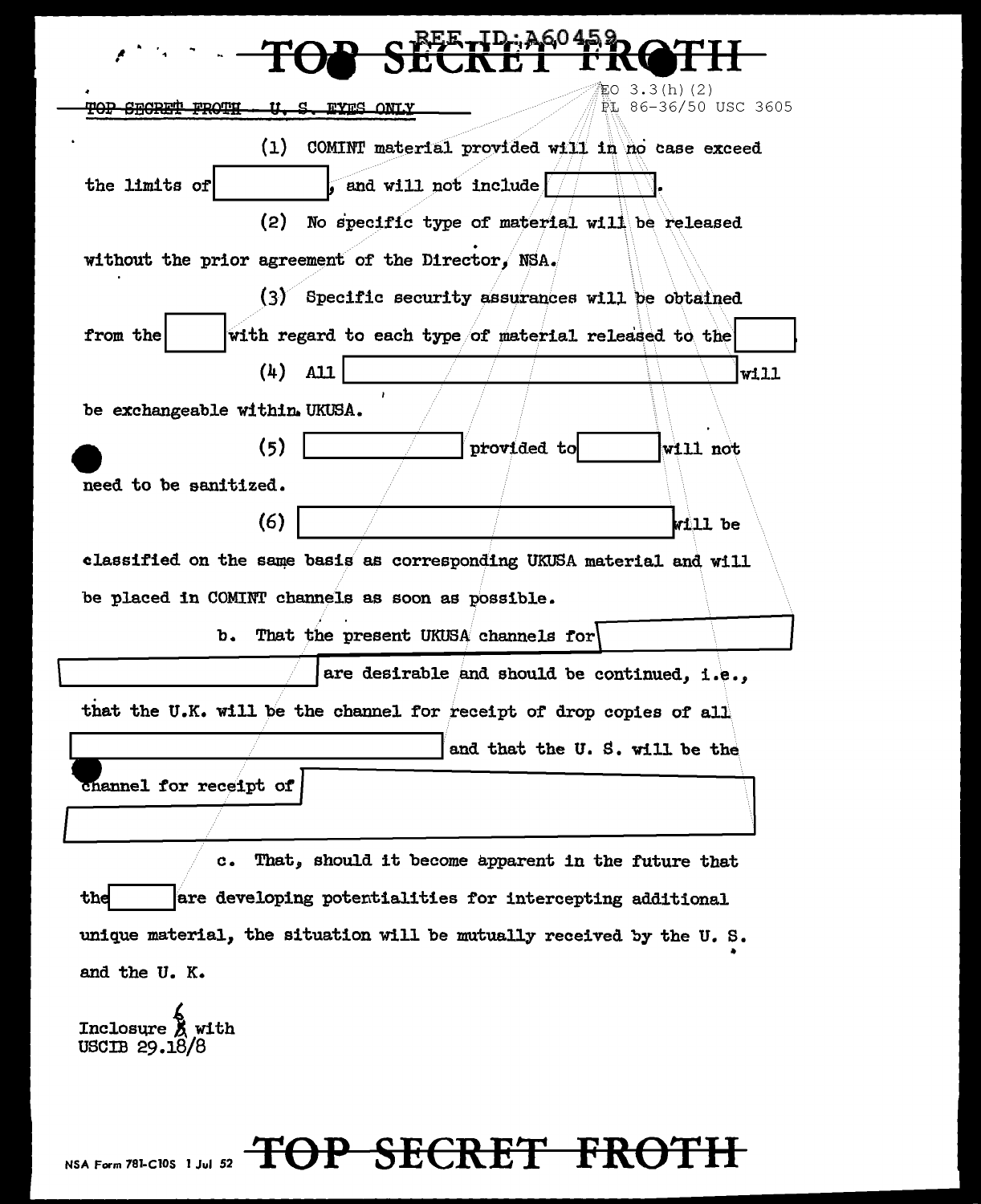TOP SECRET FROTH - U. S. EYES ONLY

EO 3.3(h)(2)
PL 86-36/50 USC 3605

(1) COMINT material provided will in no case exceed the limits of [ ], and will not include [ ].

(2) No specific type of material will be released without the prior agreement of the Director, NSA.

(3) Specific security assurances will be obtained from the [ ] with regard to each type of material released to the [ ].

(4) All [ ] will be exchangeable within UKUSA.

(5) [ ] provided to [ ] will not need to be sanitized.

(6) [ ] will be classified on the same basis as corresponding UKUSA material and will be placed in COMINT channels as soon as possible.

b. That the present UKUSA channels for [ ] are desirable and should be continued, i.e., that the U.K. will be the channel for receipt of drop copies of all [ ] and that the U. S. will be the channel for receipt of [ ]

c. That, should it become apparent in the future that the [ ] are developing potentialities for intercepting additional unique material, the situation will be mutually received by the U. S. and the U. K.

Inclosure 6 with
USCIB 29.18/8

NSA Form 781-C10S 1 Jul 52 TOP SECRET FROTH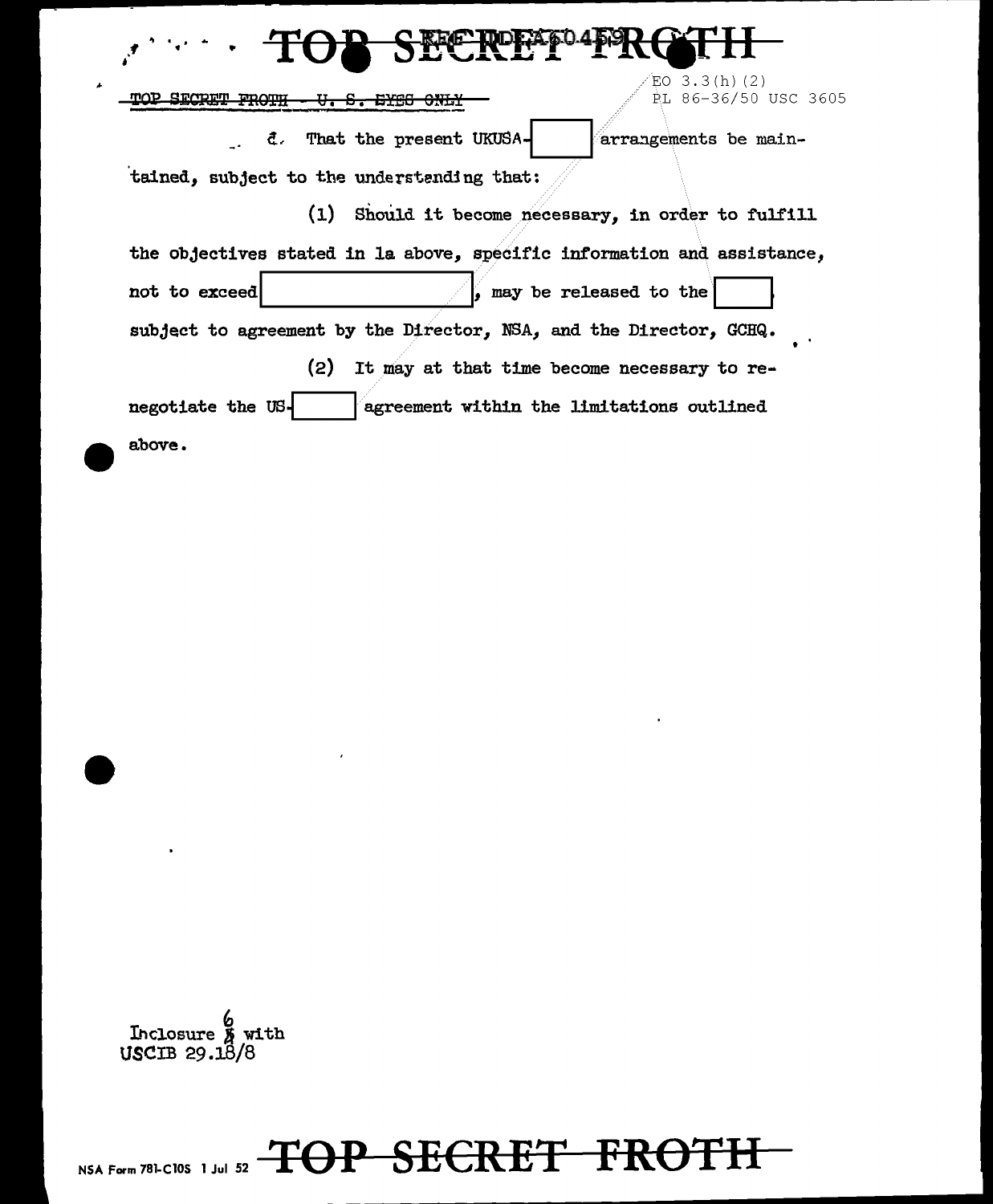TOP SECRET FROTH - U. S. EYES ONLY

EO 3.3(h)(2)
PL 86-36/50 USC 3605

d. That the present UKUSA-[ ] arrangements be maintained, subject to the understanding that:

(1) Should it become necessary, in order to fulfill the objectives stated in 1a above, specific information and assistance, not to exceed [ ], may be released to the [ ] subject to agreement by the Director, NSA, and the Director, GCHQ.

(2) It may at that time become necessary to re-negotiate the US-[ ] agreement within the limitations outlined above.

Inclosure 6 with
USCIB 29.18/8

TOP SECRET FROTH